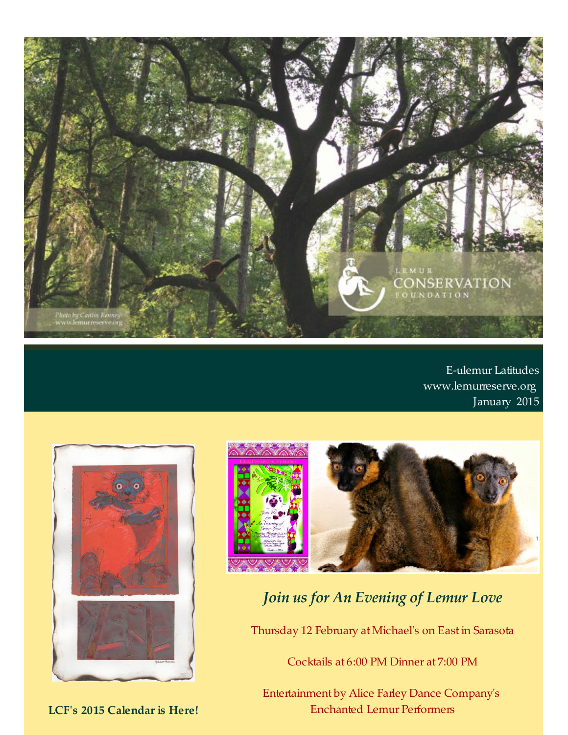E-ulemur Latitudes
www.lemurreserve.org
January 2015

## *Join us for An Evening of Lemur Love*

Thursday 12 February at Michael's on East in Sarasota

Cocktails at 6:00 PM Dinner at 7:00 PM

Entertainment by Alice Farley Dance Company's Enchanted Lemur Performers

**LCF's 2015 Calendar is Here!**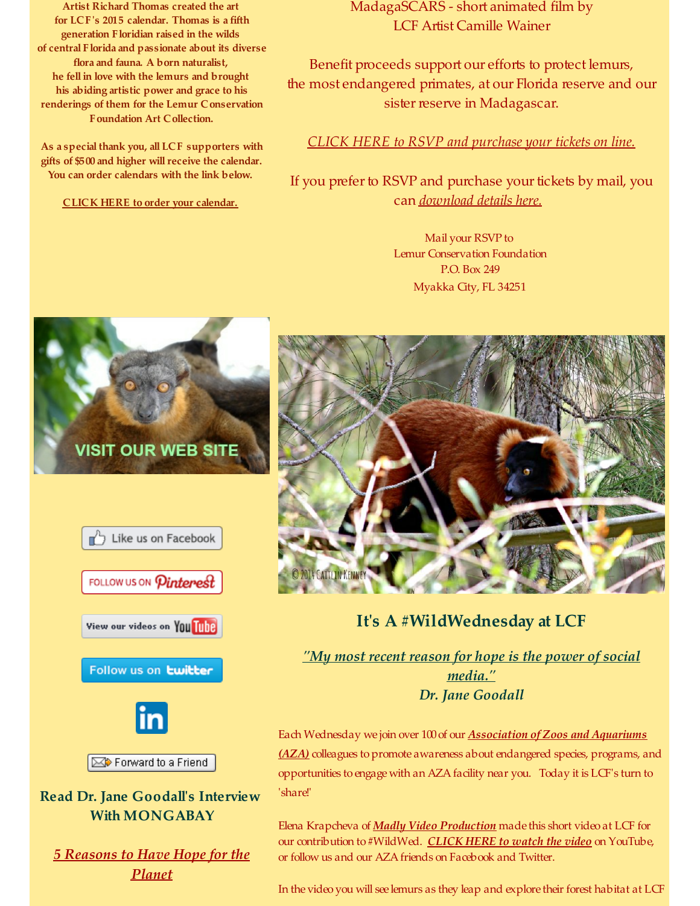**Artist Richard Thomas created the art for LCF's 2015 calendar. Thomas is a fifth generation Floridian raised in the wilds of central Florida and passionate about its diverse flora and fauna. A born naturalist, he fell in love with the lemurs and brought his abiding artistic power and grace to his renderings of them for the Lemur Conservation Foundation Art Collection.**

**As a special thank you, all LCF supporters with gifts of $500 and higher will receive the calendar. You can order calendars with the link below.**

**CLICK HERE to order your calendar.**

VISIT OUR WEB SITE

Like us on Facebook

FOLLOW US ON Pinterest

View our videos on YouTube

Follow us on twitter

Forward to a Friend

## Read Dr. Jane Goodall's Interview With MONGABAY

***5 Reasons to Have Hope for the Planet***

MadagaSCARS - short animated film by LCF Artist Camille Wainer

Benefit proceeds support our efforts to protect lemurs, the most endangered primates, at our Florida reserve and our sister reserve in Madagascar.

*CLICK HERE to RSVP and purchase your tickets on line.*

If you prefer to RSVP and purchase your tickets by mail, you can *download details here.*

Mail your RSVP to
Lemur Conservation Foundation
P.O. Box 249
Myakka City, FL 34251

© 2014 Caitlin Kenney

## It's A #WildWednesday at LCF

***"My most recent reason for hope is the power of social media."***
***Dr. Jane Goodall***

Each Wednesday we join over 100 of our ***Association of Zoos and Aquariums (AZA)*** colleagues to promote awareness about endangered species, programs, and opportunities to engage with an AZA facility near you. Today it is LCF's turn to 'share!'

Elena Krapcheva of ***Madly Video Production*** made this short video at LCF for our contribution to #WildWed. ***CLICK HERE to watch the video*** on YouTube, or follow us and our AZA friends on Facebook and Twitter.

In the video you will see lemurs as they leap and explore their forest habitat at LCF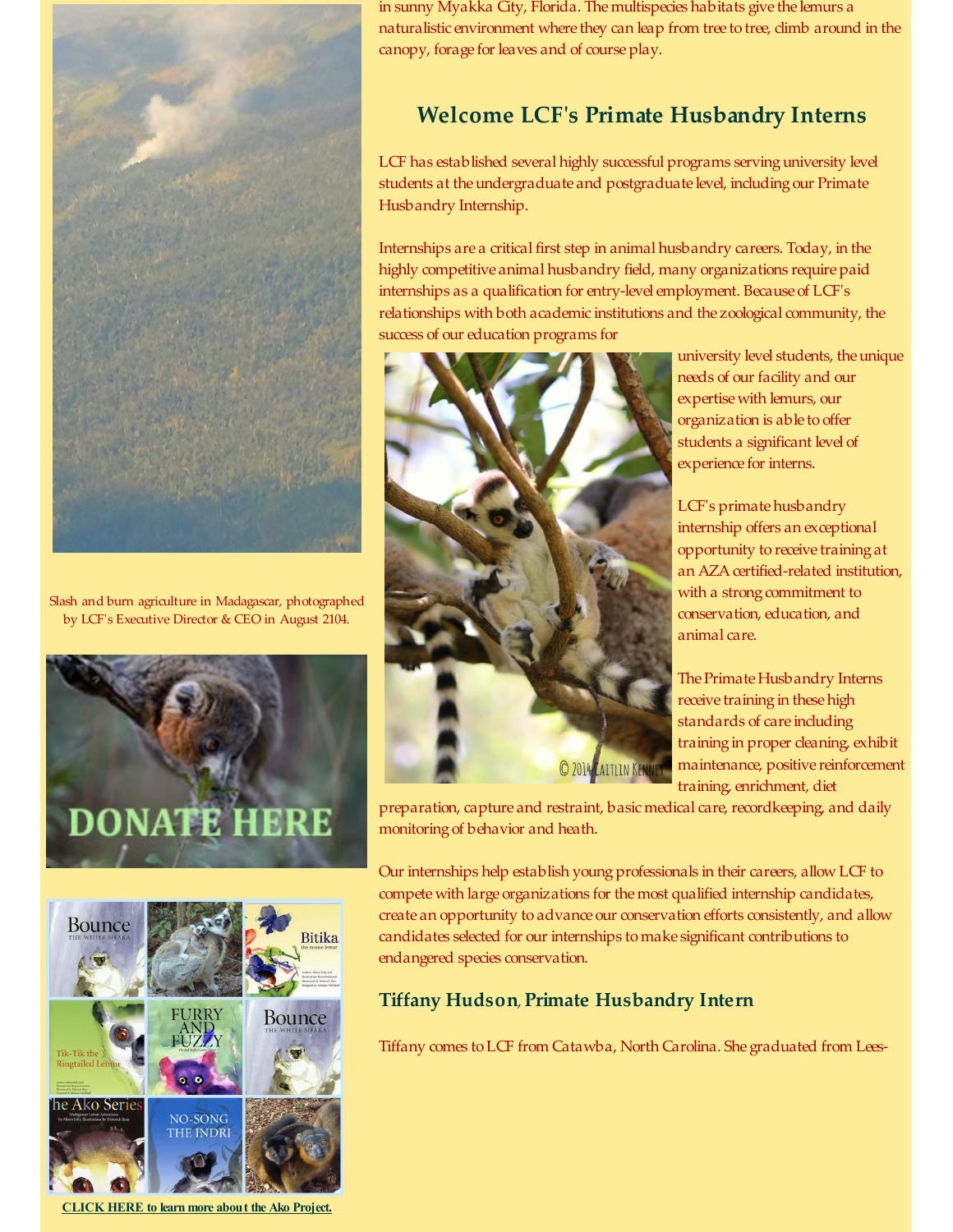in sunny Myakka City, Florida. The multispecies habitats give the lemurs a naturalistic environment where they can leap from tree to tree, climb around in the canopy, forage for leaves and of course play.

## Welcome LCF's Primate Husbandry Interns

LCF has established several highly successful programs serving university level students at the undergraduate and postgraduate level, including our Primate Husbandry Internship.

Internships are a critical first step in animal husbandry careers. Today, in the highly competitive animal husbandry field, many organizations require paid internships as a qualification for entry-level employment. Because of LCF's relationships with both academic institutions and the zoological community, the success of our education programs for university level students, the unique needs of our facility and our expertise with lemurs, our organization is able to offer students a significant level of experience for interns.

LCF's primate husbandry internship offers an exceptional opportunity to receive training at an AZA certified-related institution, with a strong commitment to conservation, education, and animal care.

The Primate Husbandry Interns receive training in these high standards of care including training in proper cleaning, exhibit maintenance, positive reinforcement training, enrichment, diet preparation, capture and restraint, basic medical care, recordkeeping, and daily monitoring of behavior and heath.

Our internships help establish young professionals in their careers, allow LCF to compete with large organizations for the most qualified internship candidates, create an opportunity to advance our conservation efforts consistently, and allow candidates selected for our internships to make significant contributions to endangered species conservation.

### Tiffany Hudson, Primate Husbandry Intern

Tiffany comes to LCF from Catawba, North Carolina. She graduated from Lees-

Slash and burn agriculture in Madagascar, photographed by LCF's Executive Director & CEO in August 2104.

DONATE HERE

CLICK HERE to learn more about the Ako Project.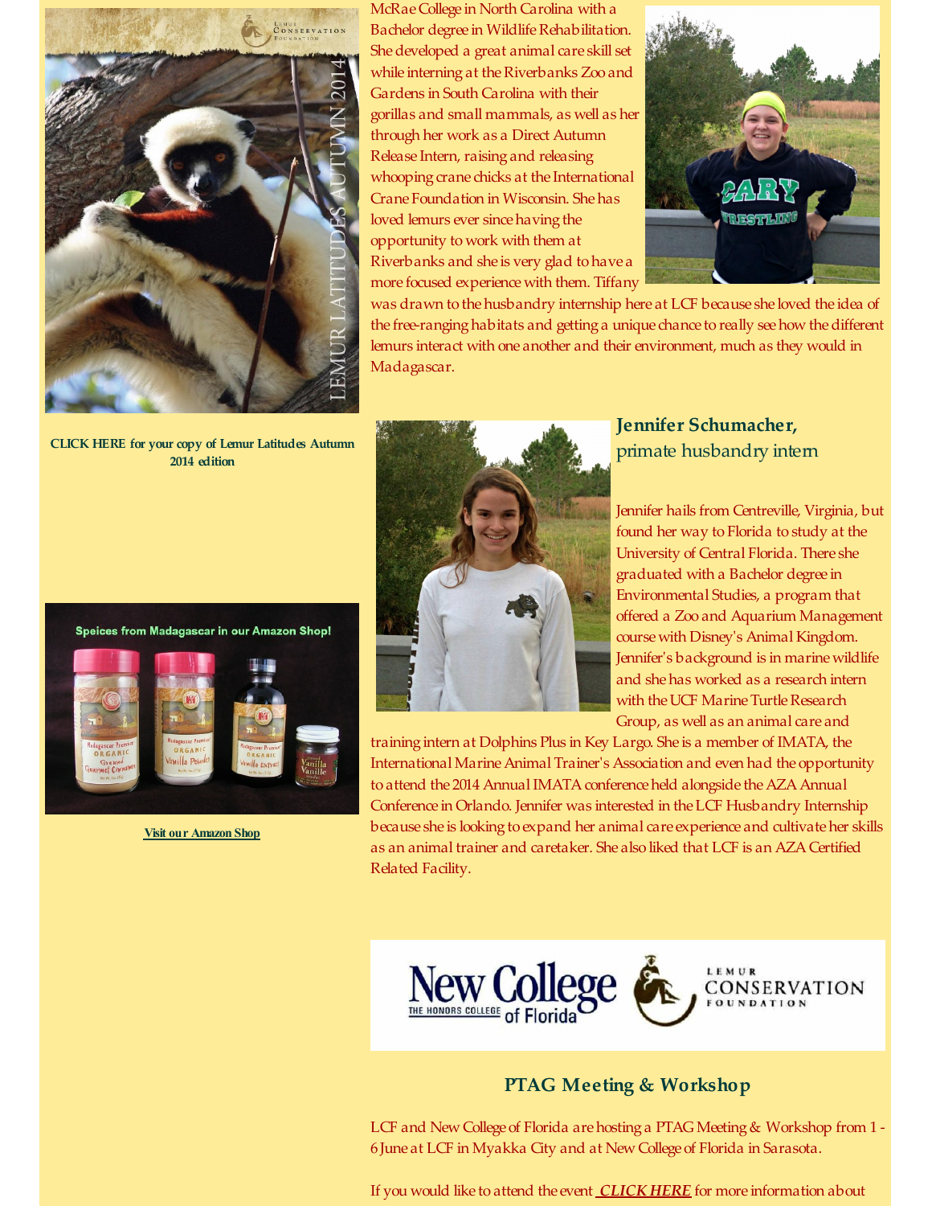McRae College in North Carolina with a Bachelor degree in Wildlife Rehabilitation. She developed a great animal care skill set while interning at the Riverbanks Zoo and Gardens in South Carolina with their gorillas and small mammals, as well as her through her work as a Direct Autumn Release Intern, raising and releasing whooping crane chicks at the International Crane Foundation in Wisconsin. She has loved lemurs ever since having the opportunity to work with them at Riverbanks and she is very glad to have a more focused experience with them. Tiffany was drawn to the husbandry internship here at LCF because she loved the idea of the free-ranging habitats and getting a unique chance to really see how the different lemurs interact with one another and their environment, much as they would in Madagascar.

**CLICK HERE for your copy of Lemur Latitudes Autumn 2014 edition**

**Visit our Amazon Shop**

### Jennifer Schumacher, primate husbandry intern

Jennifer hails from Centreville, Virginia, but found her way to Florida to study at the University of Central Florida. There she graduated with a Bachelor degree in Environmental Studies, a program that offered a Zoo and Aquarium Management course with Disney's Animal Kingdom. Jennifer's background is in marine wildlife and she has worked as a research intern with the UCF Marine Turtle Research Group, as well as an animal care and training intern at Dolphins Plus in Key Largo. She is a member of IMATA, the International Marine Animal Trainer's Association and even had the opportunity to attend the 2014 Annual IMATA conference held alongside the AZA Annual Conference in Orlando. Jennifer was interested in the LCF Husbandry Internship because she is looking to expand her animal care experience and cultivate her skills as an animal trainer and caretaker. She also liked that LCF is an AZA Certified Related Facility.

## PTAG Meeting & Workshop

LCF and New College of Florida are hosting a PTAG Meeting & Workshop from 1 - 6 June at LCF in Myakka City and at New College of Florida in Sarasota.

If you would like to attend the event ***CLICK HERE*** for more information about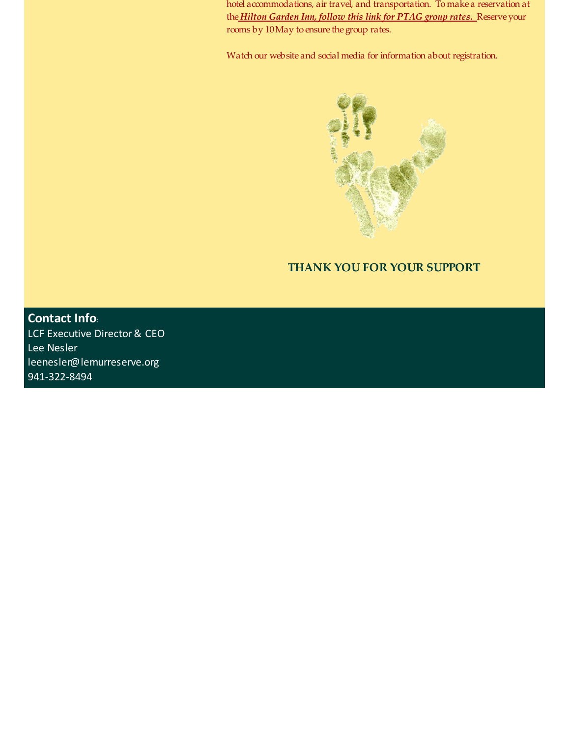hotel accommodations, air travel, and transportation. To make a reservation at the ***Hilton Garden Inn, follow this link for PTAG group rates.*** Reserve your rooms by 10 May to ensure the group rates.

Watch our website and social media for information about registration.

**THANK YOU FOR YOUR SUPPORT**

**Contact Info**:
LCF Executive Director & CEO
Lee Nesler
leenesler@lemurreserve.org
941-322-8494